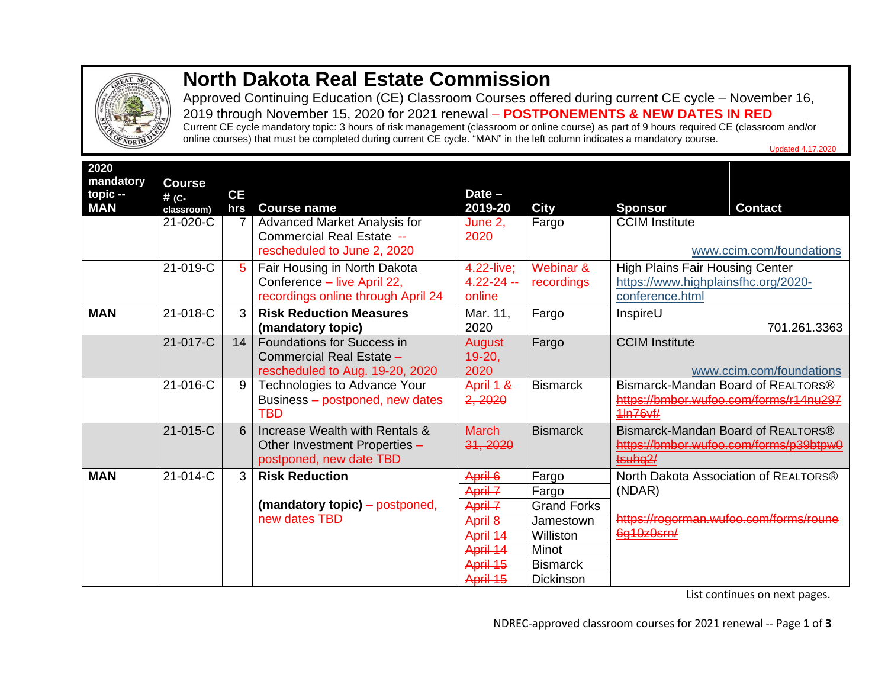# North Dakota Real Estate Commission

Approved Continuing Education (CE) Classroom Courses offered during current CE cycle – November 16, 2019 through November 15, 2020 for 2021 renewal – **POSTPONEMENTS & NEW DATES IN RED**

Current CE cycle mandatory topic: 3 hours of risk management (classroom or online course) as part of 9 hours required CE (classroom and/or online courses) that must be completed during current CE cycle. "MAN" in the left column indicates a mandatory course.

Updated 4.17.2020

| 2020 mandatory topic -- MAN | Course # (C-classroom) | CE hrs | Course name | Date – 2019-20 | City | Sponsor | Contact |
|---|---|---|---|---|---|---|---|
| | 21-020-C | 7 | Advanced Market Analysis for Commercial Real Estate -- rescheduled to June 2, 2020 | June 2, 2020 | Fargo | CCIM Institute | www.ccim.com/foundations |
| | 21-019-C | 5 | Fair Housing in North Dakota Conference – live April 22, recordings online through April 24 | 4.22-live; 4.22-24 -- online | Webinar & recordings | High Plains Fair Housing Center https://www.highplainsfhc.org/2020-conference.html | |
| **MAN** | 21-018-C | 3 | **Risk Reduction Measures (mandatory topic)** | Mar. 11, 2020 | Fargo | InspireU | 701.261.3363 |
| | 21-017-C | 14 | Foundations for Success in Commercial Real Estate – rescheduled to Aug. 19-20, 2020 | August 19-20, 2020 | Fargo | CCIM Institute | www.ccim.com/foundations |
| | 21-016-C | 9 | Technologies to Advance Your Business – postponed, new dates TBD | ~~April 1 & 2, 2020~~ | Bismarck | Bismarck-Mandan Board of REALTORS® ~~https://bmbor.wufoo.com/forms/r14nu2971ln76vf/~~ | |
| | 21-015-C | 6 | Increase Wealth with Rentals & Other Investment Properties – postponed, new date TBD | ~~March 31, 2020~~ | Bismarck | Bismarck-Mandan Board of REALTORS® ~~https://bmbor.wufoo.com/forms/p39btpw0tsuhq2/~~ | |
| **MAN** | 21-014-C | 3 | **Risk Reduction (mandatory topic)** – postponed, new dates TBD | ~~April 6~~ | Fargo | North Dakota Association of REALTORS® (NDAR) ~~https://rogorman.wufoo.com/forms/roune6g10z0srn/~~ | |
| | | | | ~~April 7~~ | Fargo | | |
| | | | | ~~April 7~~ | Grand Forks | | |
| | | | | ~~April 8~~ | Jamestown | | |
| | | | | ~~April 14~~ | Williston | | |
| | | | | ~~April 14~~ | Minot | | |
| | | | | ~~April 15~~ | Bismarck | | |
| | | | | ~~April 15~~ | Dickinson | | |

List continues on next pages.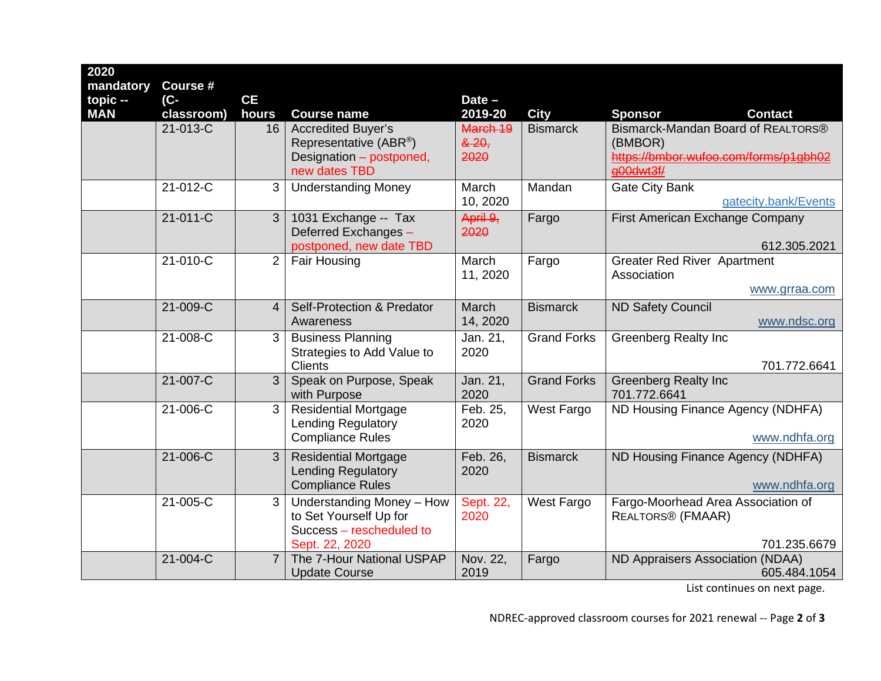| 2020 mandatory topic -- MAN | Course # (C-classroom) | CE hours | Course name | Date – 2019-20 | City | Sponsor | Contact |
|---|---|---|---|---|---|---|---|
| | 21-013-C | 16 | Accredited Buyer's Representative (ABR®) Designation – postponed, new dates TBD | ~~March 19 & 20, 2020~~ | Bismarck | Bismarck-Mandan Board of REALTORS® (BMBOR) | ~~https://bmbor.wufoo.com/forms/p1gbh02g00dwt3f/~~ |
| | 21-012-C | 3 | Understanding Money | March 10, 2020 | Mandan | Gate City Bank | gatecity.bank/Events |
| | 21-011-C | 3 | 1031 Exchange -- Tax Deferred Exchanges – postponed, new date TBD | ~~April 9, 2020~~ | Fargo | First American Exchange Company | 612.305.2021 |
| | 21-010-C | 2 | Fair Housing | March 11, 2020 | Fargo | Greater Red River Apartment Association | www.grraa.com |
| | 21-009-C | 4 | Self-Protection & Predator Awareness | March 14, 2020 | Bismarck | ND Safety Council | www.ndsc.org |
| | 21-008-C | 3 | Business Planning Strategies to Add Value to Clients | Jan. 21, 2020 | Grand Forks | Greenberg Realty Inc | 701.772.6641 |
| | 21-007-C | 3 | Speak on Purpose, Speak with Purpose | Jan. 21, 2020 | Grand Forks | Greenberg Realty Inc | 701.772.6641 |
| | 21-006-C | 3 | Residential Mortgage Lending Regulatory Compliance Rules | Feb. 25, 2020 | West Fargo | ND Housing Finance Agency (NDHFA) | www.ndhfa.org |
| | 21-006-C | 3 | Residential Mortgage Lending Regulatory Compliance Rules | Feb. 26, 2020 | Bismarck | ND Housing Finance Agency (NDHFA) | www.ndhfa.org |
| | 21-005-C | 3 | Understanding Money – How to Set Yourself Up for Success – rescheduled to Sept. 22, 2020 | Sept. 22, 2020 | West Fargo | Fargo-Moorhead Area Association of REALTORS® (FMAAR) | 701.235.6679 |
| | 21-004-C | 7 | The 7-Hour National USPAP Update Course | Nov. 22, 2019 | Fargo | ND Appraisers Association (NDAA) | 605.484.1054 |

List continues on next page.

NDREC-approved classroom courses for 2021 renewal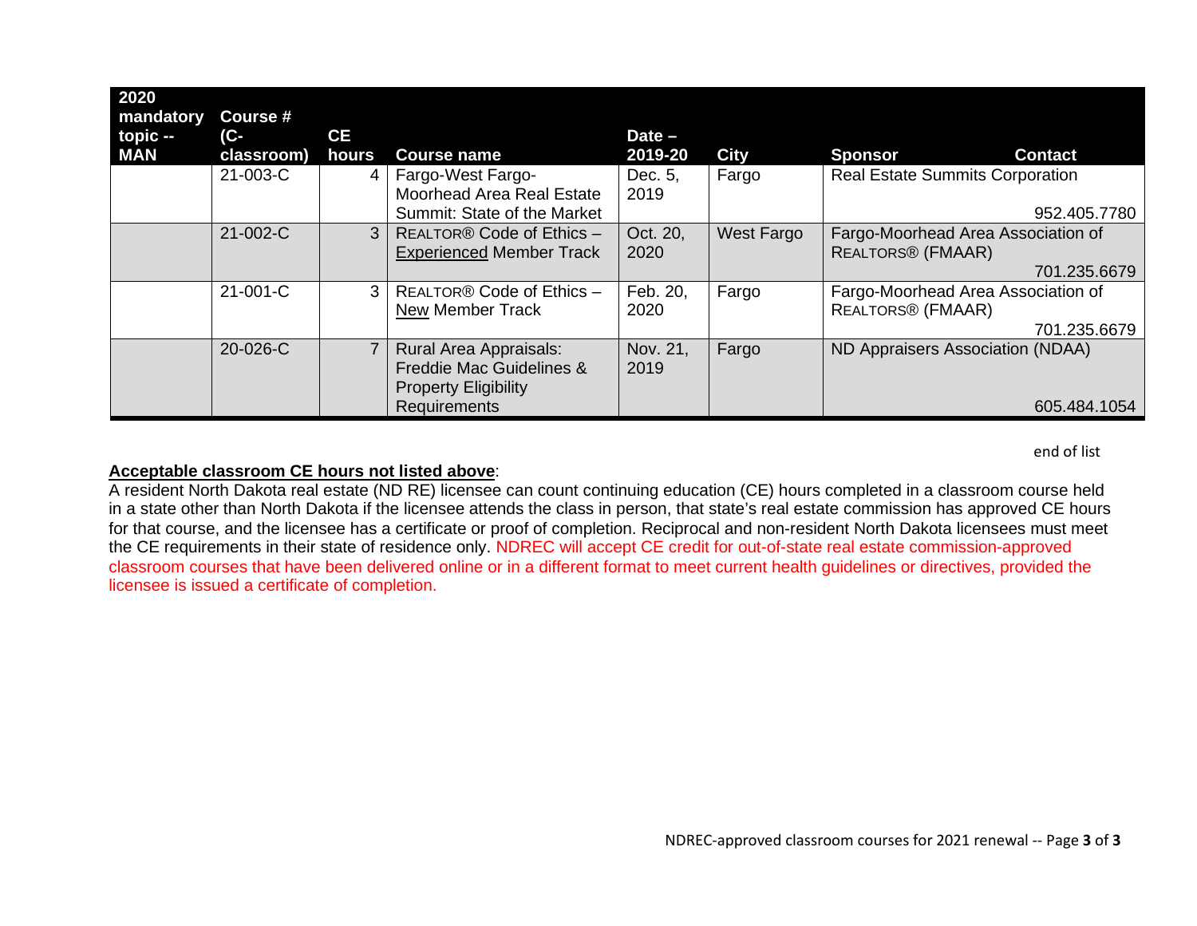| 2020 mandatory topic -- MAN | Course # (C-classroom) | CE hours | Course name | Date – 2019-20 | City | Sponsor | Contact |
|---|---|---|---|---|---|---|---|
| | 21-003-C | 4 | Fargo-West Fargo-Moorhead Area Real Estate Summit: State of the Market | Dec. 5, 2019 | Fargo | Real Estate Summits Corporation | 952.405.7780 |
| | 21-002-C | 3 | REALTOR® Code of Ethics – Experienced Member Track | Oct. 20, 2020 | West Fargo | Fargo-Moorhead Area Association of REALTORS® (FMAAR) | 701.235.6679 |
| | 21-001-C | 3 | REALTOR® Code of Ethics – New Member Track | Feb. 20, 2020 | Fargo | Fargo-Moorhead Area Association of REALTORS® (FMAAR) | 701.235.6679 |
| | 20-026-C | 7 | Rural Area Appraisals: Freddie Mac Guidelines & Property Eligibility Requirements | Nov. 21, 2019 | Fargo | ND Appraisers Association (NDAA) | 605.484.1054 |

end of list

**Acceptable classroom CE hours not listed above**:

A resident North Dakota real estate (ND RE) licensee can count continuing education (CE) hours completed in a classroom course held in a state other than North Dakota if the licensee attends the class in person, that state's real estate commission has approved CE hours for that course, and the licensee has a certificate or proof of completion. Reciprocal and non-resident North Dakota licensees must meet the CE requirements in their state of residence only. NDREC will accept CE credit for out-of-state real estate commission-approved classroom courses that have been delivered online or in a different format to meet current health guidelines or directives, provided the licensee is issued a certificate of completion.